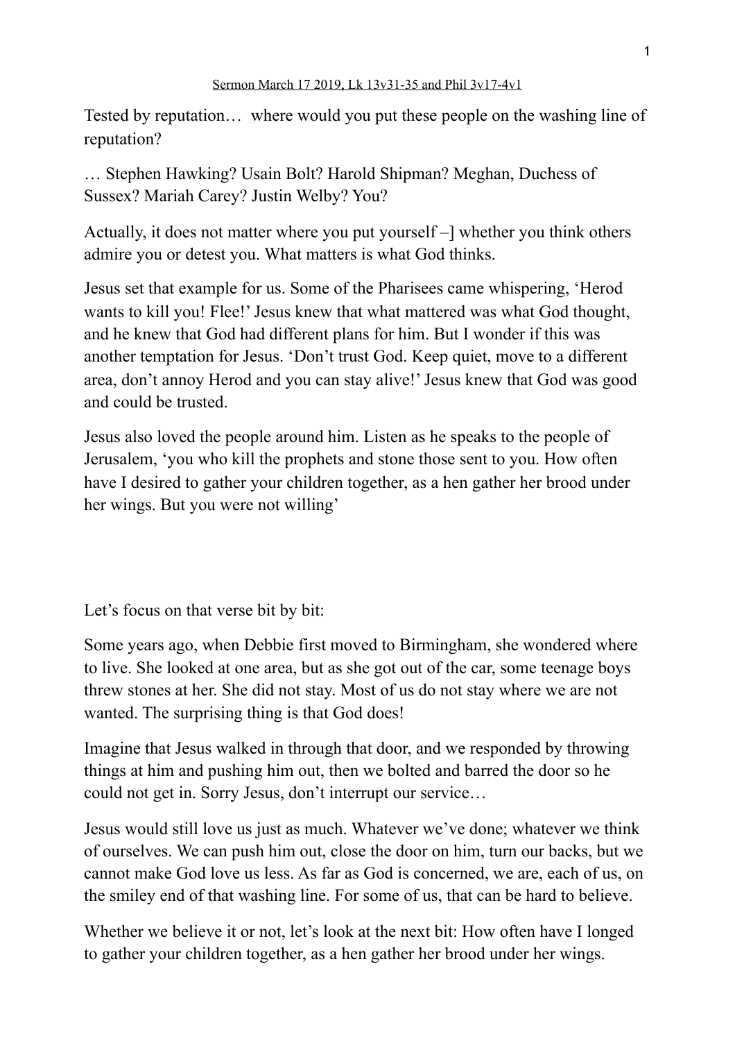Sermon March 17 2019, Lk 13v31-35 and Phil 3v17-4v1

Tested by reputation… where would you put these people on the washing line of reputation?

… Stephen Hawking? Usain Bolt? Harold Shipman? Meghan, Duchess of Sussex? Mariah Carey? Justin Welby? You?

Actually, it does not matter where you put yourself –] whether you think others admire you or detest you. What matters is what God thinks.

Jesus set that example for us. Some of the Pharisees came whispering, 'Herod wants to kill you! Flee!' Jesus knew that what mattered was what God thought, and he knew that God had different plans for him. But I wonder if this was another temptation for Jesus. 'Don't trust God. Keep quiet, move to a different area, don't annoy Herod and you can stay alive!' Jesus knew that God was good and could be trusted.

Jesus also loved the people around him. Listen as he speaks to the people of Jerusalem, 'you who kill the prophets and stone those sent to you. How often have I desired to gather your children together, as a hen gather her brood under her wings. But you were not willing'

Let's focus on that verse bit by bit:

Some years ago, when Debbie first moved to Birmingham, she wondered where to live. She looked at one area, but as she got out of the car, some teenage boys threw stones at her. She did not stay. Most of us do not stay where we are not wanted. The surprising thing is that God does!

Imagine that Jesus walked in through that door, and we responded by throwing things at him and pushing him out, then we bolted and barred the door so he could not get in. Sorry Jesus, don't interrupt our service…

Jesus would still love us just as much. Whatever we've done; whatever we think of ourselves. We can push him out, close the door on him, turn our backs, but we cannot make God love us less. As far as God is concerned, we are, each of us, on the smiley end of that washing line. For some of us, that can be hard to believe.

Whether we believe it or not, let's look at the next bit: How often have I longed to gather your children together, as a hen gather her brood under her wings.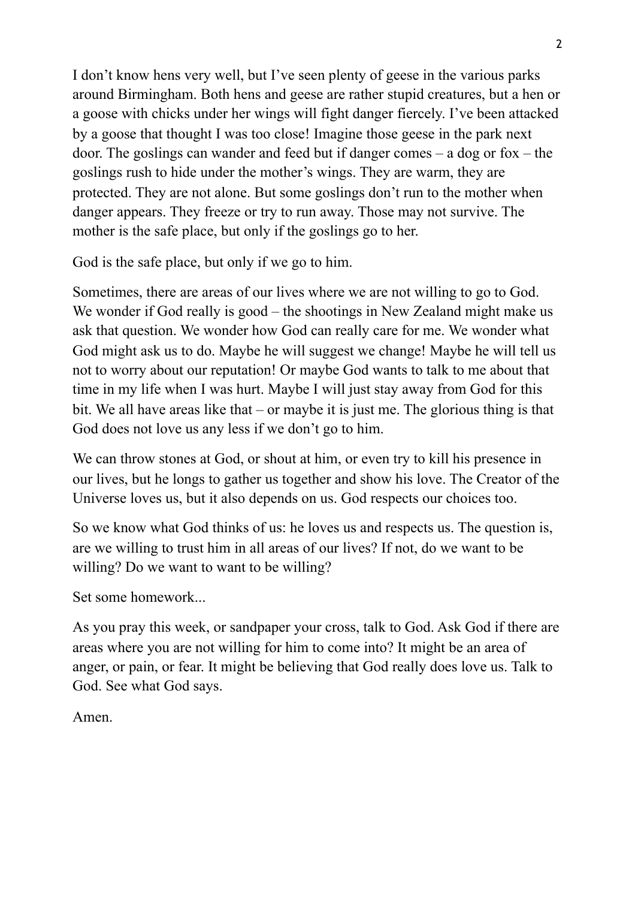I don't know hens very well, but I've seen plenty of geese in the various parks around Birmingham. Both hens and geese are rather stupid creatures, but a hen or a goose with chicks under her wings will fight danger fiercely. I've been attacked by a goose that thought I was too close! Imagine those geese in the park next door. The goslings can wander and feed but if danger comes – a dog or fox – the goslings rush to hide under the mother's wings. They are warm, they are protected. They are not alone. But some goslings don't run to the mother when danger appears. They freeze or try to run away. Those may not survive. The mother is the safe place, but only if the goslings go to her.

God is the safe place, but only if we go to him.

Sometimes, there are areas of our lives where we are not willing to go to God. We wonder if God really is good – the shootings in New Zealand might make us ask that question. We wonder how God can really care for me. We wonder what God might ask us to do. Maybe he will suggest we change! Maybe he will tell us not to worry about our reputation! Or maybe God wants to talk to me about that time in my life when I was hurt. Maybe I will just stay away from God for this bit. We all have areas like that – or maybe it is just me. The glorious thing is that God does not love us any less if we don't go to him.

We can throw stones at God, or shout at him, or even try to kill his presence in our lives, but he longs to gather us together and show his love. The Creator of the Universe loves us, but it also depends on us. God respects our choices too.

So we know what God thinks of us: he loves us and respects us. The question is, are we willing to trust him in all areas of our lives? If not, do we want to be willing? Do we want to want to be willing?

Set some homework...

As you pray this week, or sandpaper your cross, talk to God. Ask God if there are areas where you are not willing for him to come into? It might be an area of anger, or pain, or fear. It might be believing that God really does love us. Talk to God. See what God says.

Amen.